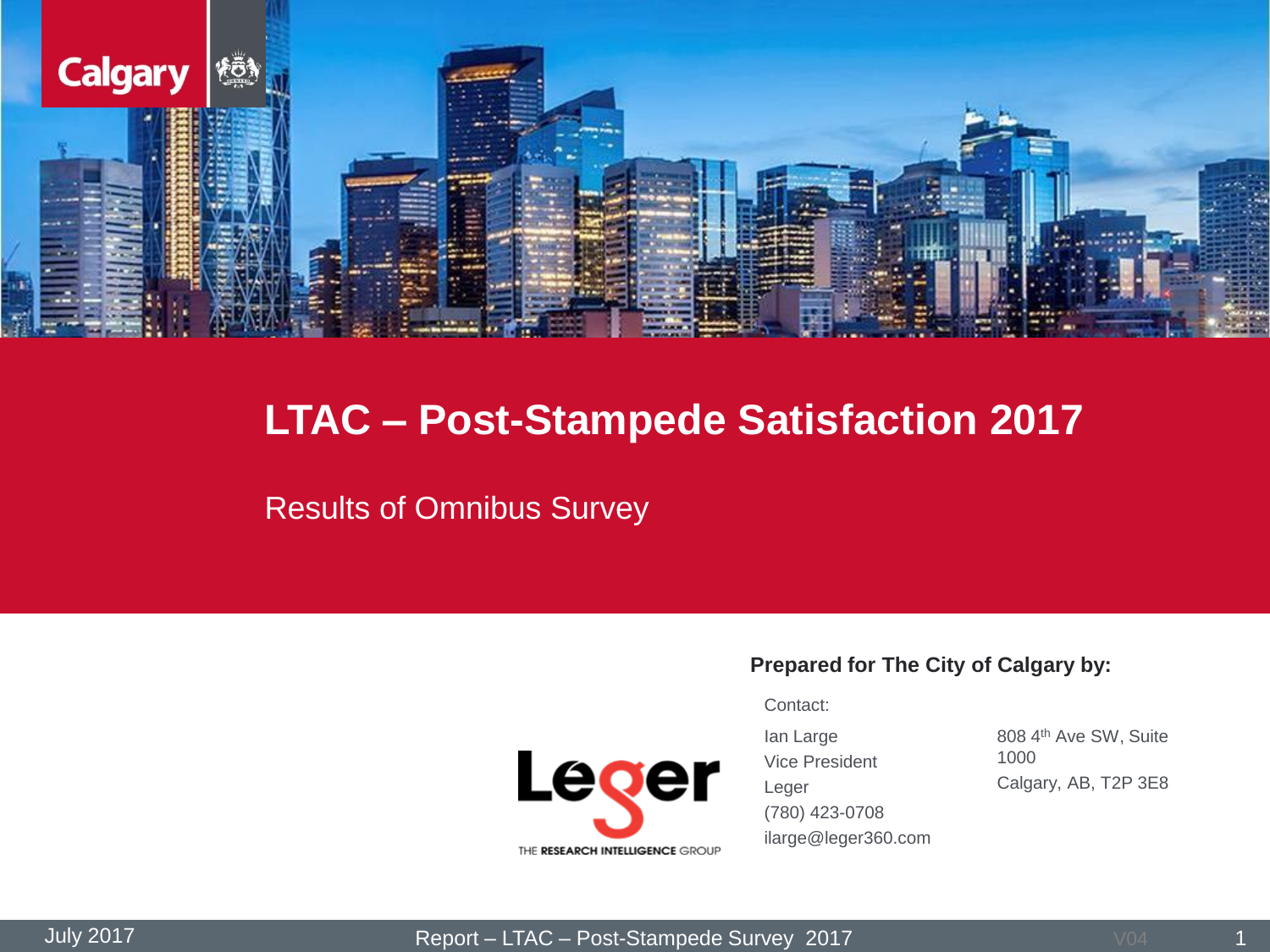# LTAC – Post-Stampede Satisfaction 2017

## Results of Omnibus Survey

**Prepared for The City of Calgary by:**

Contact:

Ian Large
Vice President
Leger
(780) 423-0708
ilarge@leger360.com

808 4th Ave SW, Suite 1000
Calgary, AB, T2P 3E8

July 2017

Report – LTAC – Post-Stampede Survey 2017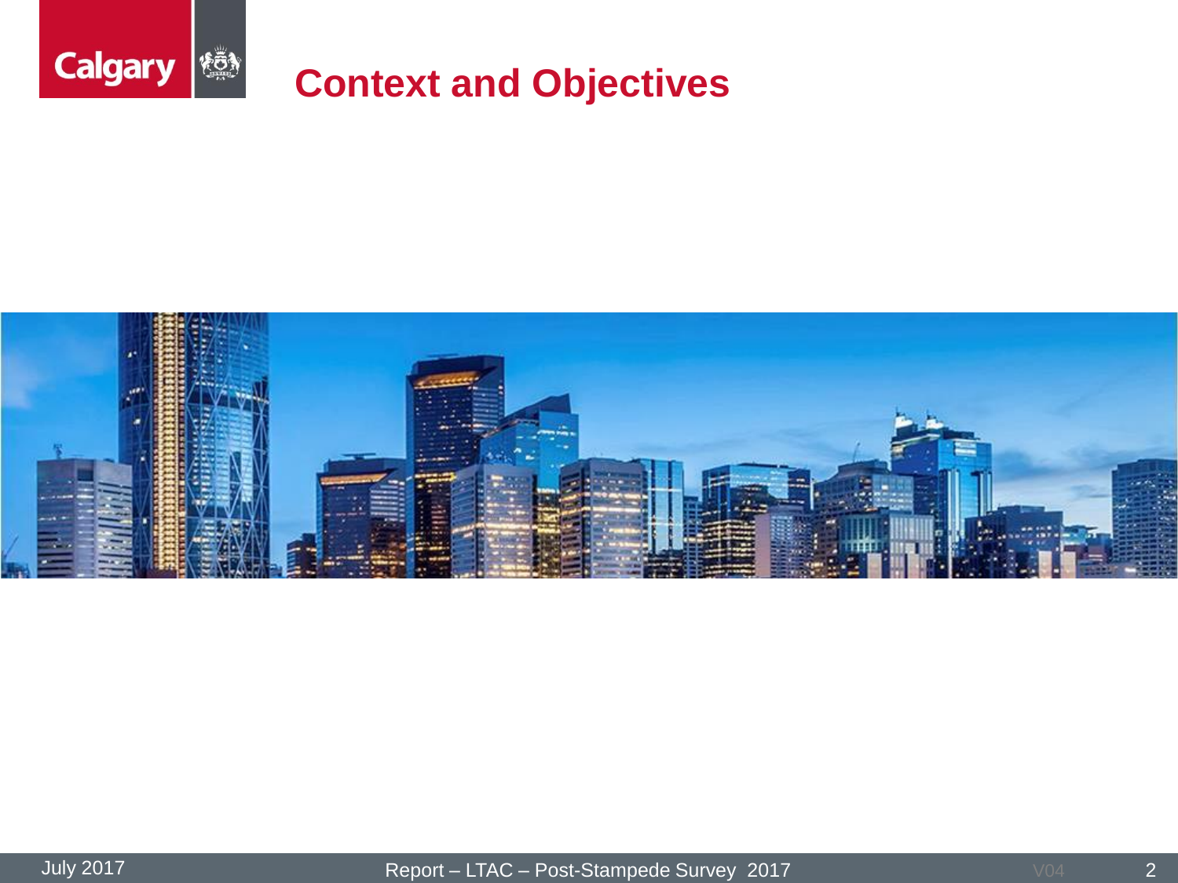# Context and Objectives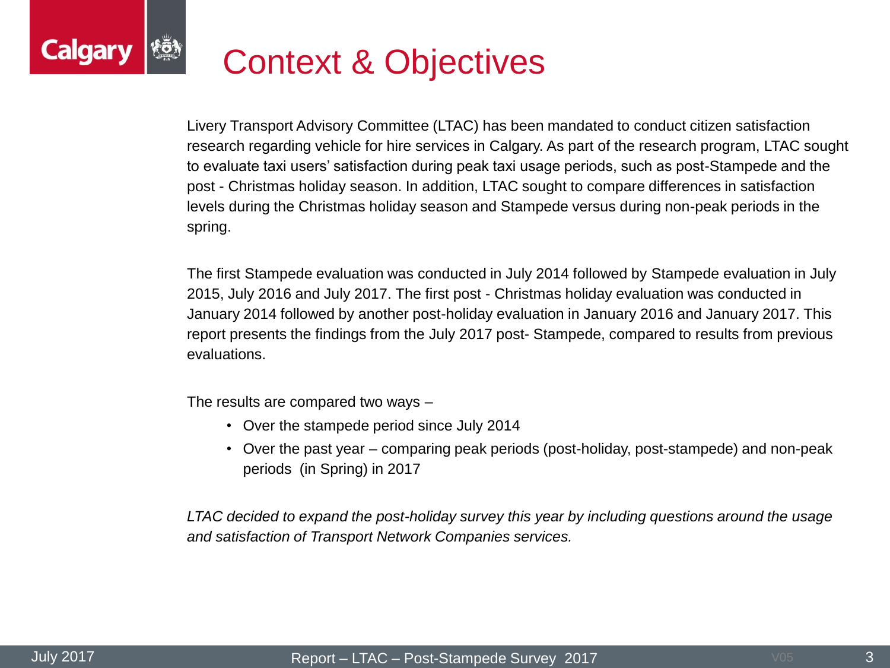# Context & Objectives

Livery Transport Advisory Committee (LTAC) has been mandated to conduct citizen satisfaction research regarding vehicle for hire services in Calgary. As part of the research program, LTAC sought to evaluate taxi users' satisfaction during peak taxi usage periods, such as post-Stampede and the post - Christmas holiday season. In addition, LTAC sought to compare differences in satisfaction levels during the Christmas holiday season and Stampede versus during non-peak periods in the spring.

The first Stampede evaluation was conducted in July 2014 followed by Stampede evaluation in July 2015, July 2016 and July 2017. The first post - Christmas holiday evaluation was conducted in January 2014 followed by another post-holiday evaluation in January 2016 and January 2017. This report presents the findings from the July 2017 post- Stampede, compared to results from previous evaluations.

The results are compared two ways –

- Over the stampede period since July 2014
- Over the past year – comparing peak periods (post-holiday, post-stampede) and non-peak periods (in Spring) in 2017

*LTAC decided to expand the post-holiday survey this year by including questions around the usage and satisfaction of Transport Network Companies services.*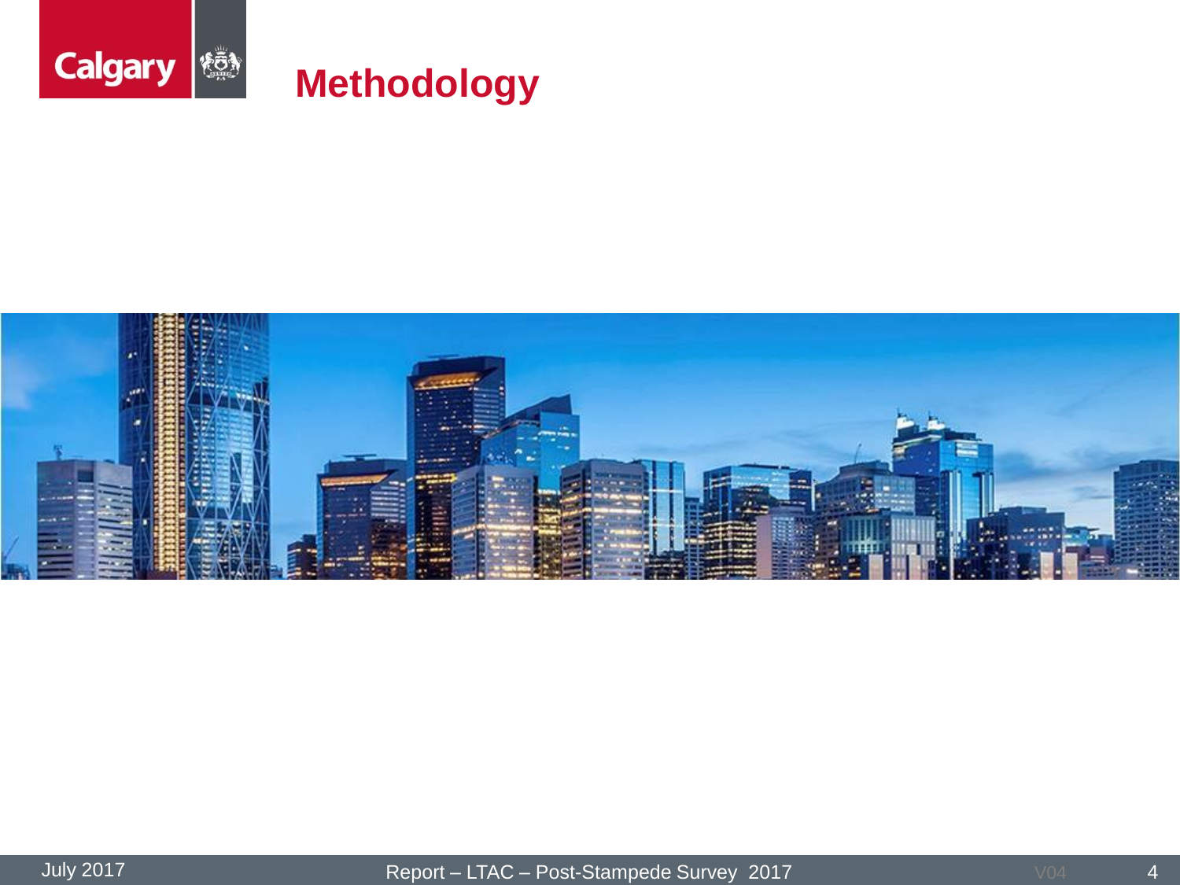# Methodology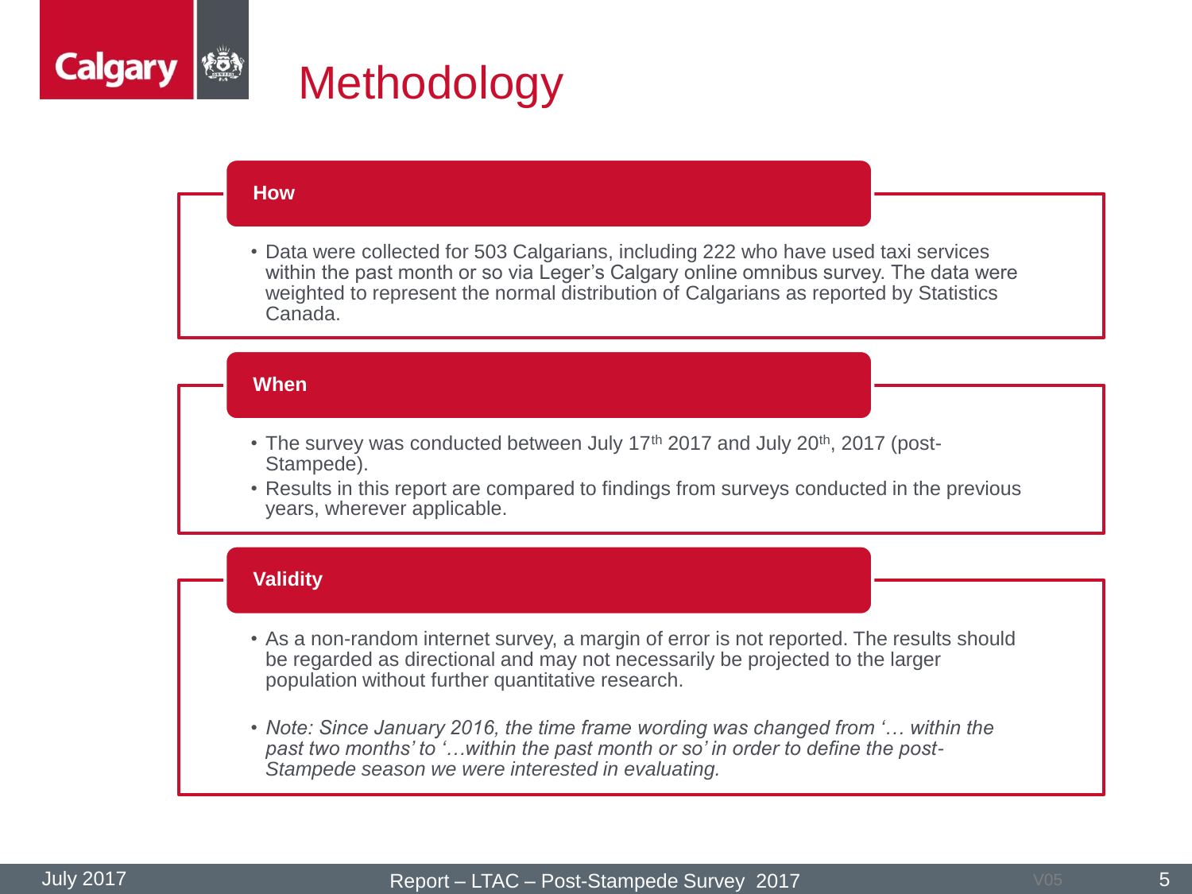# Methodology

## How

- Data were collected for 503 Calgarians, including 222 who have used taxi services within the past month or so via Leger's Calgary online omnibus survey. The data were weighted to represent the normal distribution of Calgarians as reported by Statistics Canada.

## When

- The survey was conducted between July 17th 2017 and July 20th, 2017 (post-Stampede).
- Results in this report are compared to findings from surveys conducted in the previous years, wherever applicable.

## Validity

- As a non-random internet survey, a margin of error is not reported. The results should be regarded as directional and may not necessarily be projected to the larger population without further quantitative research.

- *Note: Since January 2016, the time frame wording was changed from '… within the past two months' to '…within the past month or so' in order to define the post-Stampede season we were interested in evaluating.*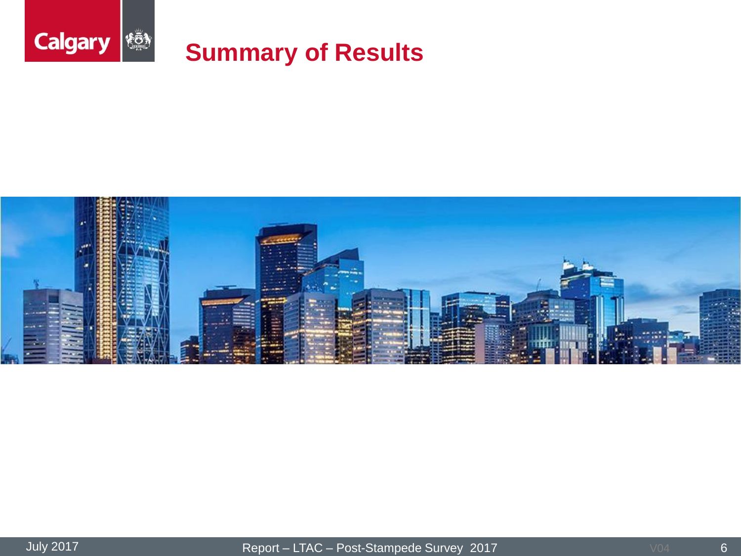# Summary of Results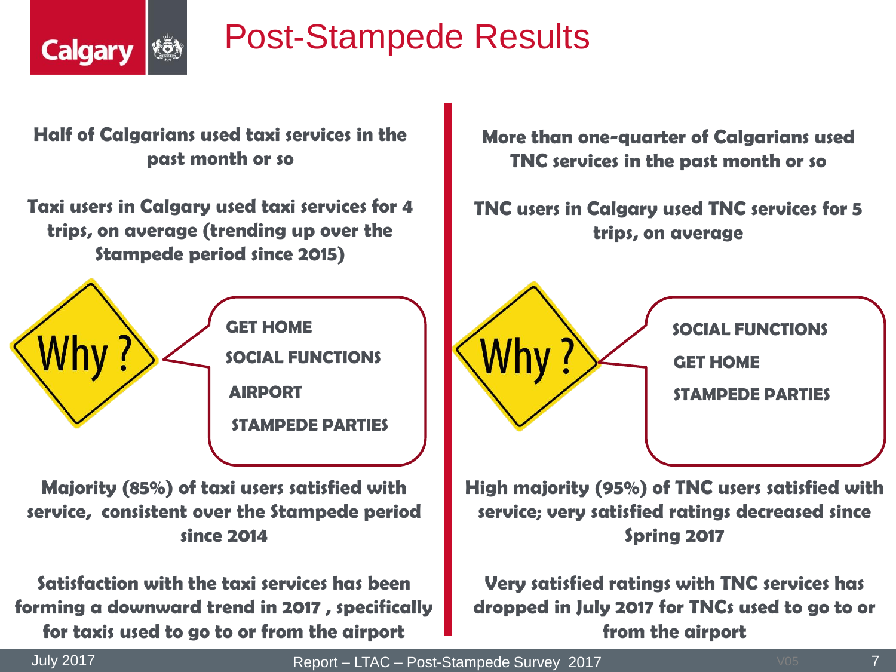# Post-Stampede Results

**Half of Calgarians used taxi services in the past month or so**

**Taxi users in Calgary used taxi services for 4 trips, on average (trending up over the Stampede period since 2015)**

Why ?

- GET HOME
- SOCIAL FUNCTIONS
- AIRPORT
- STAMPEDE PARTIES

**Majority (85%) of taxi users satisfied with service, consistent over the Stampede period since 2014**

**Satisfaction with the taxi services has been forming a downward trend in 2017 , specifically for taxis used to go to or from the airport**

**More than one-quarter of Calgarians used TNC services in the past month or so**

**TNC users in Calgary used TNC services for 5 trips, on average**

Why ?

- SOCIAL FUNCTIONS
- GET HOME
- STAMPEDE PARTIES

**High majority (95%) of TNC users satisfied with service; very satisfied ratings decreased since Spring 2017**

**Very satisfied ratings with TNC services has dropped in July 2017 for TNCs used to go to or from the airport**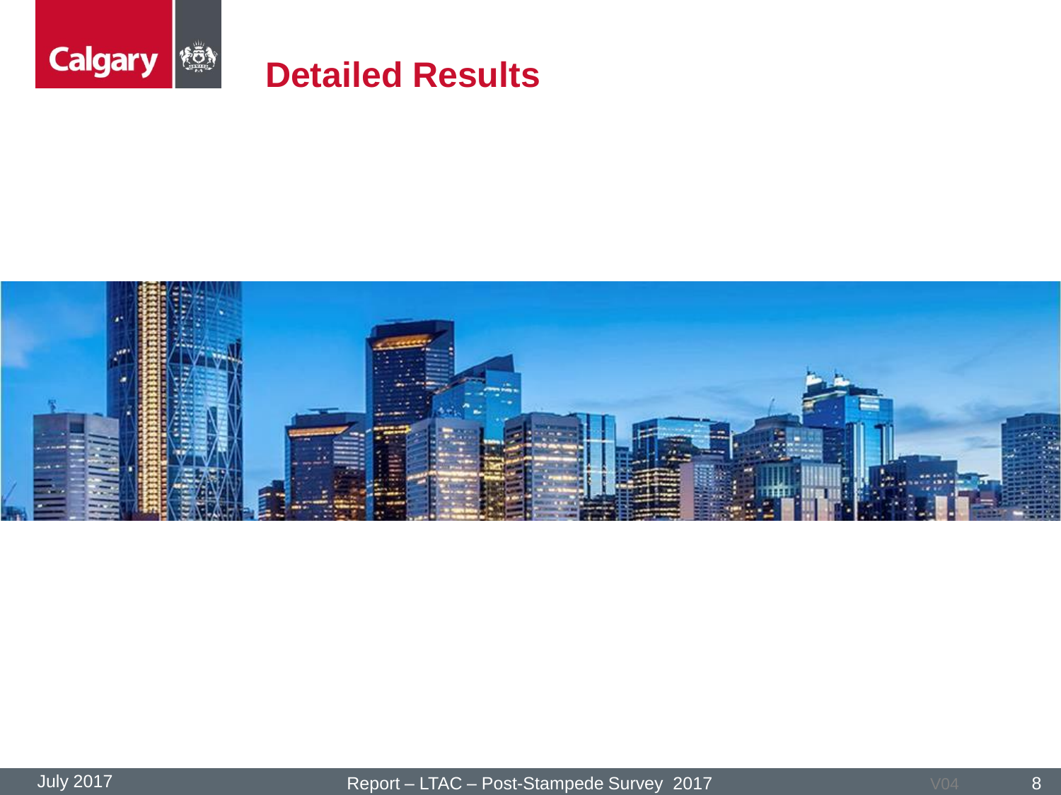# Detailed Results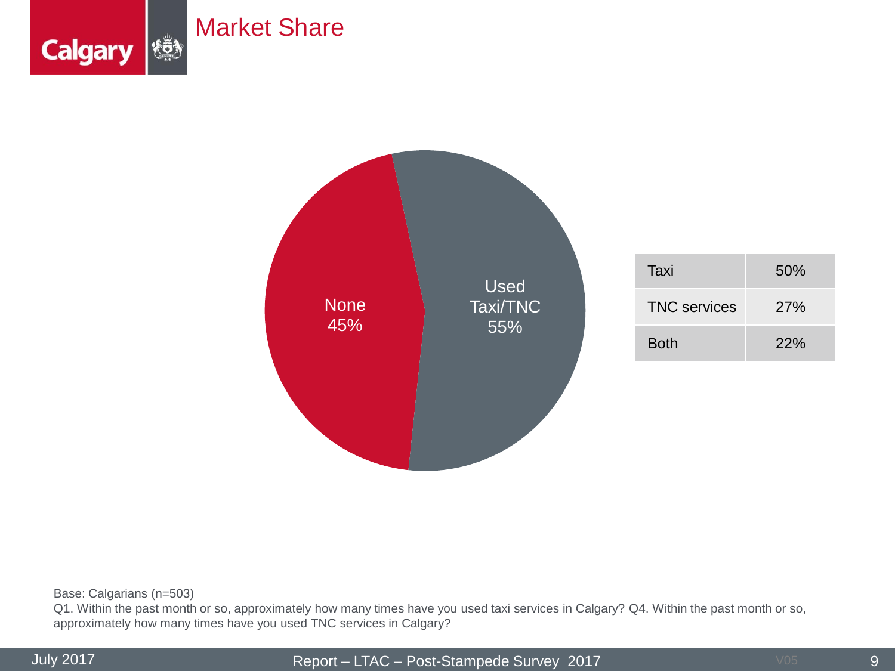# Market Share

None 45%

Used Taxi/TNC 55%

| Taxi | 50% |
|---|---|
| TNC services | 27% |
| Both | 22% |

Base: Calgarians (n=503)
Q1. Within the past month or so, approximately how many times have you used taxi services in Calgary? Q4. Within the past month or so, approximately how many times have you used TNC services in Calgary?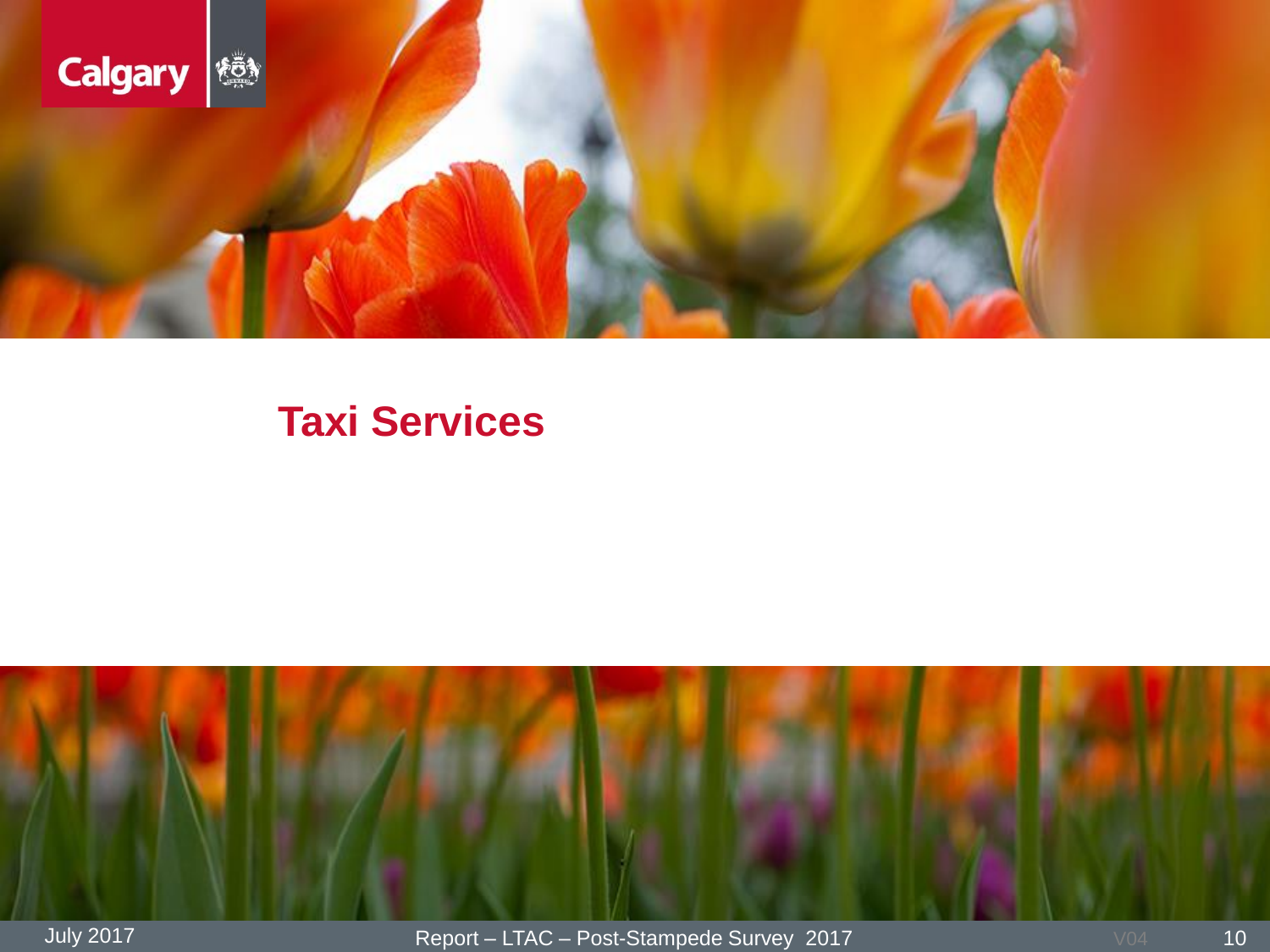# Taxi Services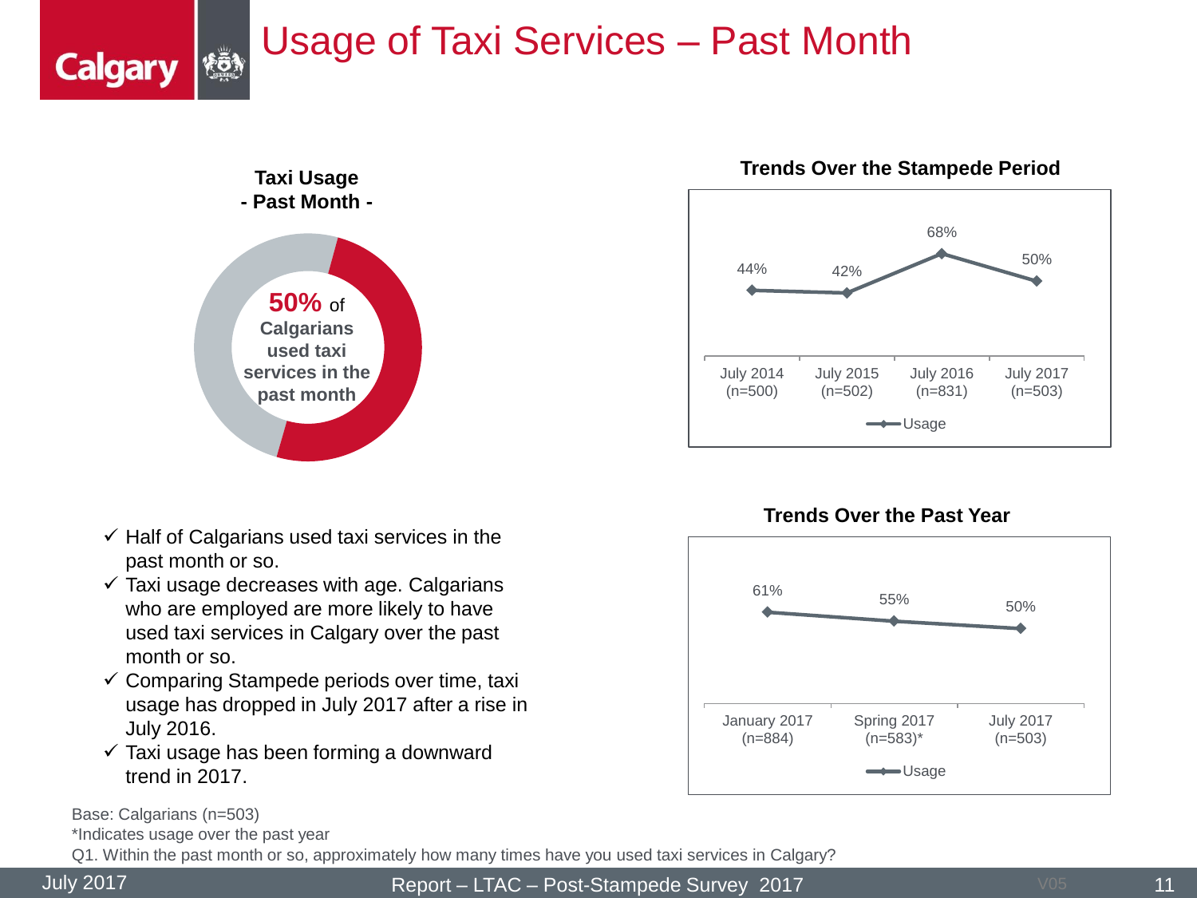# Usage of Taxi Services – Past Month

**Taxi Usage - Past Month -**

**50%** of Calgarians used taxi services in the past month

**Trends Over the Stampede Period**

| | July 2014 (n=500) | July 2015 (n=502) | July 2016 (n=831) | July 2017 (n=503) |
|---|---|---|---|---|
| Usage | 44% | 42% | 68% | 50% |

**Trends Over the Past Year**

| | January 2017 (n=884) | Spring 2017 (n=583)* | July 2017 (n=503) |
|---|---|---|---|
| Usage | 61% | 55% | 50% |

- ✓ Half of Calgarians used taxi services in the past month or so.
- ✓ Taxi usage decreases with age. Calgarians who are employed are more likely to have used taxi services in Calgary over the past month or so.
- ✓ Comparing Stampede periods over time, taxi usage has dropped in July 2017 after a rise in July 2016.
- ✓ Taxi usage has been forming a downward trend in 2017.

Base: Calgarians (n=503)

*Indicates usage over the past year

Q1. Within the past month or so, approximately how many times have you used taxi services in Calgary?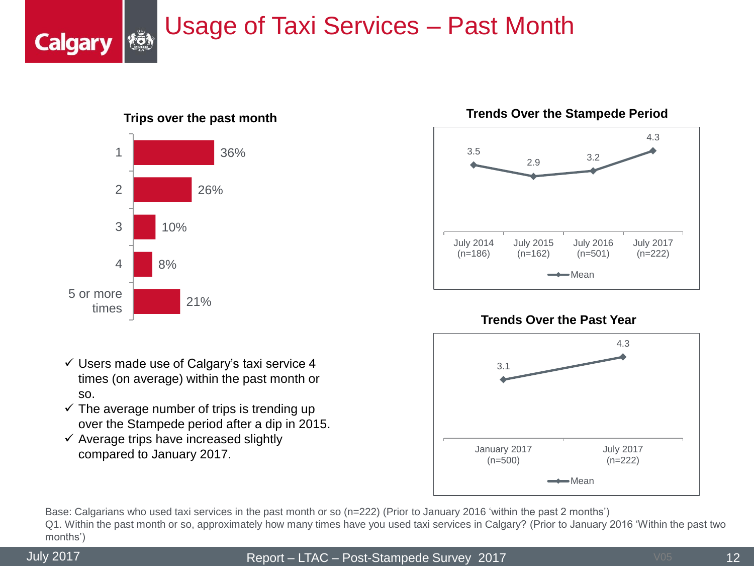# Usage of Taxi Services – Past Month

**Trips over the past month**

| Trips | % |
|---|---|
| 1 | 36% |
| 2 | 26% |
| 3 | 10% |
| 4 | 8% |
| 5 or more times | 21% |

**Trends Over the Stampede Period**

| | July 2014 (n=186) | July 2015 (n=162) | July 2016 (n=501) | July 2017 (n=222) |
|---|---|---|---|---|
| Mean | 3.5 | 2.9 | 3.2 | 4.3 |

**Trends Over the Past Year**

| | January 2017 (n=500) | July 2017 (n=222) |
|---|---|---|
| Mean | 3.1 | 4.3 |

- ✓ Users made use of Calgary's taxi service 4 times (on average) within the past month or so.
- ✓ The average number of trips is trending up over the Stampede period after a dip in 2015.
- ✓ Average trips have increased slightly compared to January 2017.

Base: Calgarians who used taxi services in the past month or so (n=222) (Prior to January 2016 'within the past 2 months')
Q1. Within the past month or so, approximately how many times have you used taxi services in Calgary? (Prior to January 2016 'Within the past two months')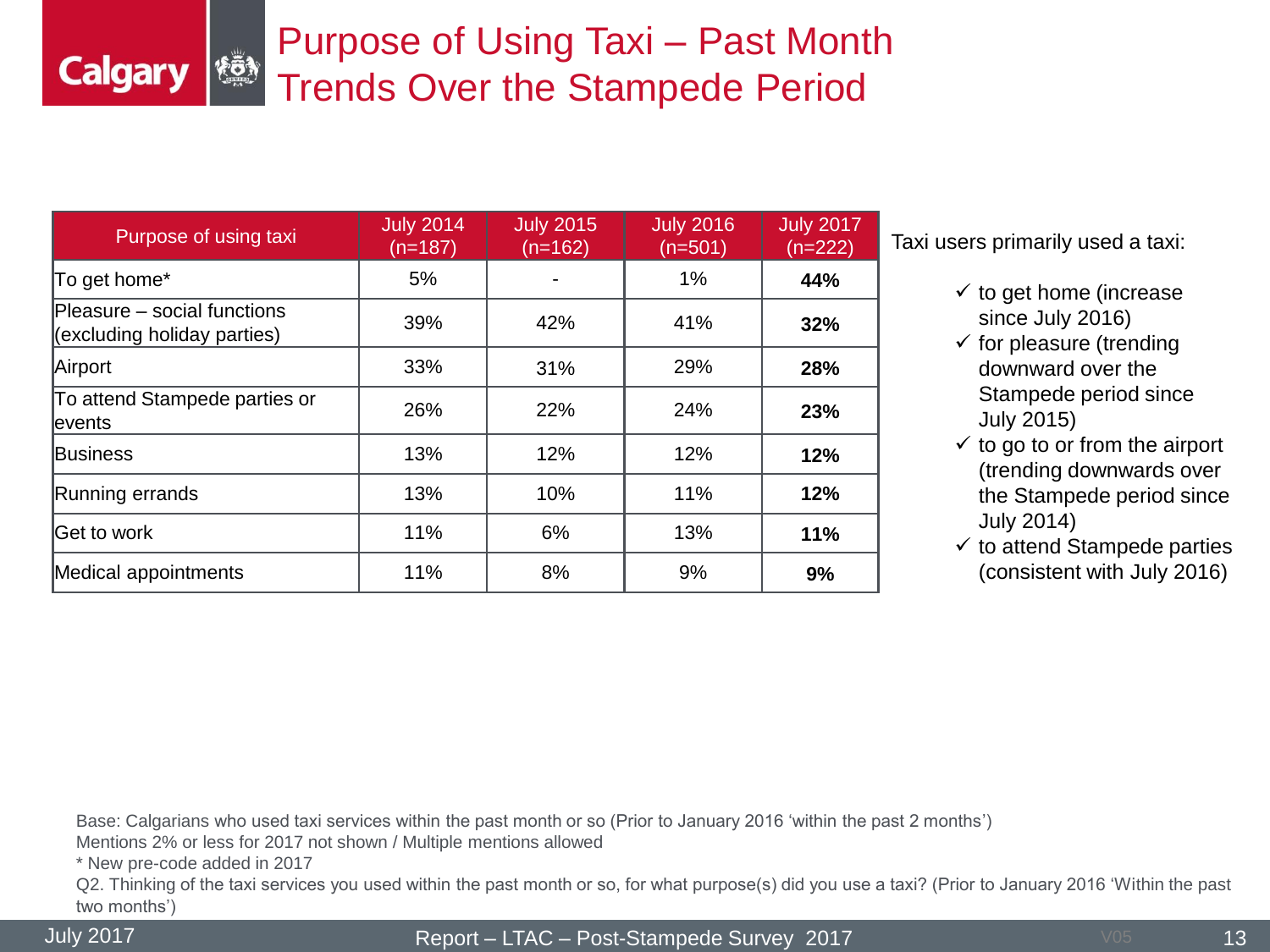# Purpose of Using Taxi – Past Month
# Trends Over the Stampede Period

| Purpose of using taxi | July 2014 (n=187) | July 2015 (n=162) | July 2016 (n=501) | July 2017 (n=222) |
|---|---|---|---|---|
| To get home* | 5% | - | 1% | **44%** |
| Pleasure – social functions (excluding holiday parties) | 39% | 42% | 41% | **32%** |
| Airport | 33% | 31% | 29% | **28%** |
| To attend Stampede parties or events | 26% | 22% | 24% | **23%** |
| Business | 13% | 12% | 12% | **12%** |
| Running errands | 13% | 10% | 11% | **12%** |
| Get to work | 11% | 6% | 13% | **11%** |
| Medical appointments | 11% | 8% | 9% | **9%** |

Taxi users primarily used a taxi:

- ✓ to get home (increase since July 2016)
- ✓ for pleasure (trending downward over the Stampede period since July 2015)
- ✓ to go to or from the airport (trending downwards over the Stampede period since July 2014)
- ✓ to attend Stampede parties (consistent with July 2016)

Base: Calgarians who used taxi services within the past month or so (Prior to January 2016 'within the past 2 months')
Mentions 2% or less for 2017 not shown / Multiple mentions allowed
* New pre-code added in 2017
Q2. Thinking of the taxi services you used within the past month or so, for what purpose(s) did you use a taxi? (Prior to January 2016 'Within the past two months')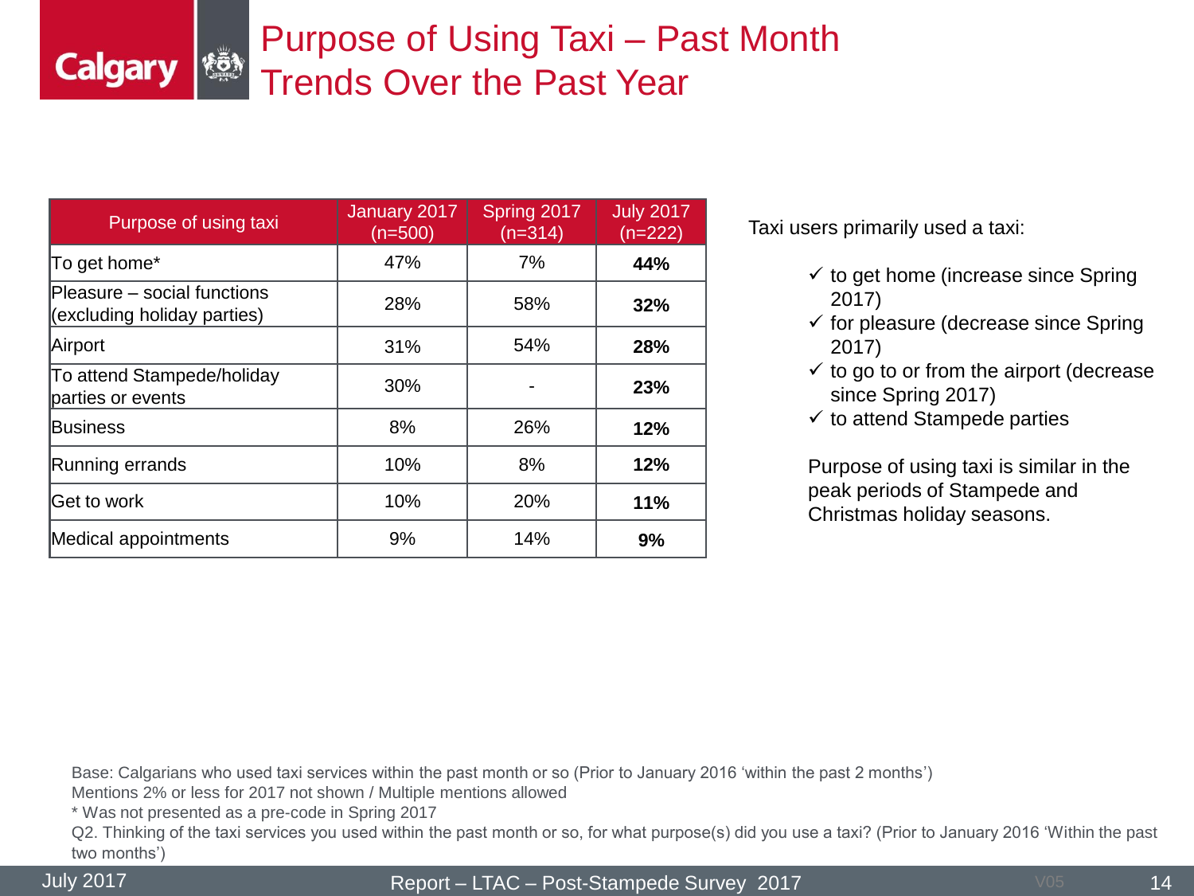# Purpose of Using Taxi – Past Month Trends Over the Past Year

| Purpose of using taxi | January 2017 (n=500) | Spring 2017 (n=314) | July 2017 (n=222) |
|---|---|---|---|
| To get home* | 47% | 7% | **44%** |
| Pleasure – social functions (excluding holiday parties) | 28% | 58% | **32%** |
| Airport | 31% | 54% | **28%** |
| To attend Stampede/holiday parties or events | 30% | - | **23%** |
| Business | 8% | 26% | **12%** |
| Running errands | 10% | 8% | **12%** |
| Get to work | 10% | 20% | **11%** |
| Medical appointments | 9% | 14% | **9%** |

Taxi users primarily used a taxi:

- ✓ to get home (increase since Spring 2017)
- ✓ for pleasure (decrease since Spring 2017)
- ✓ to go to or from the airport (decrease since Spring 2017)
- ✓ to attend Stampede parties

Purpose of using taxi is similar in the peak periods of Stampede and Christmas holiday seasons.

Base: Calgarians who used taxi services within the past month or so (Prior to January 2016 'within the past 2 months')
Mentions 2% or less for 2017 not shown / Multiple mentions allowed
* Was not presented as a pre-code in Spring 2017
Q2. Thinking of the taxi services you used within the past month or so, for what purpose(s) did you use a taxi? (Prior to January 2016 'Within the past two months')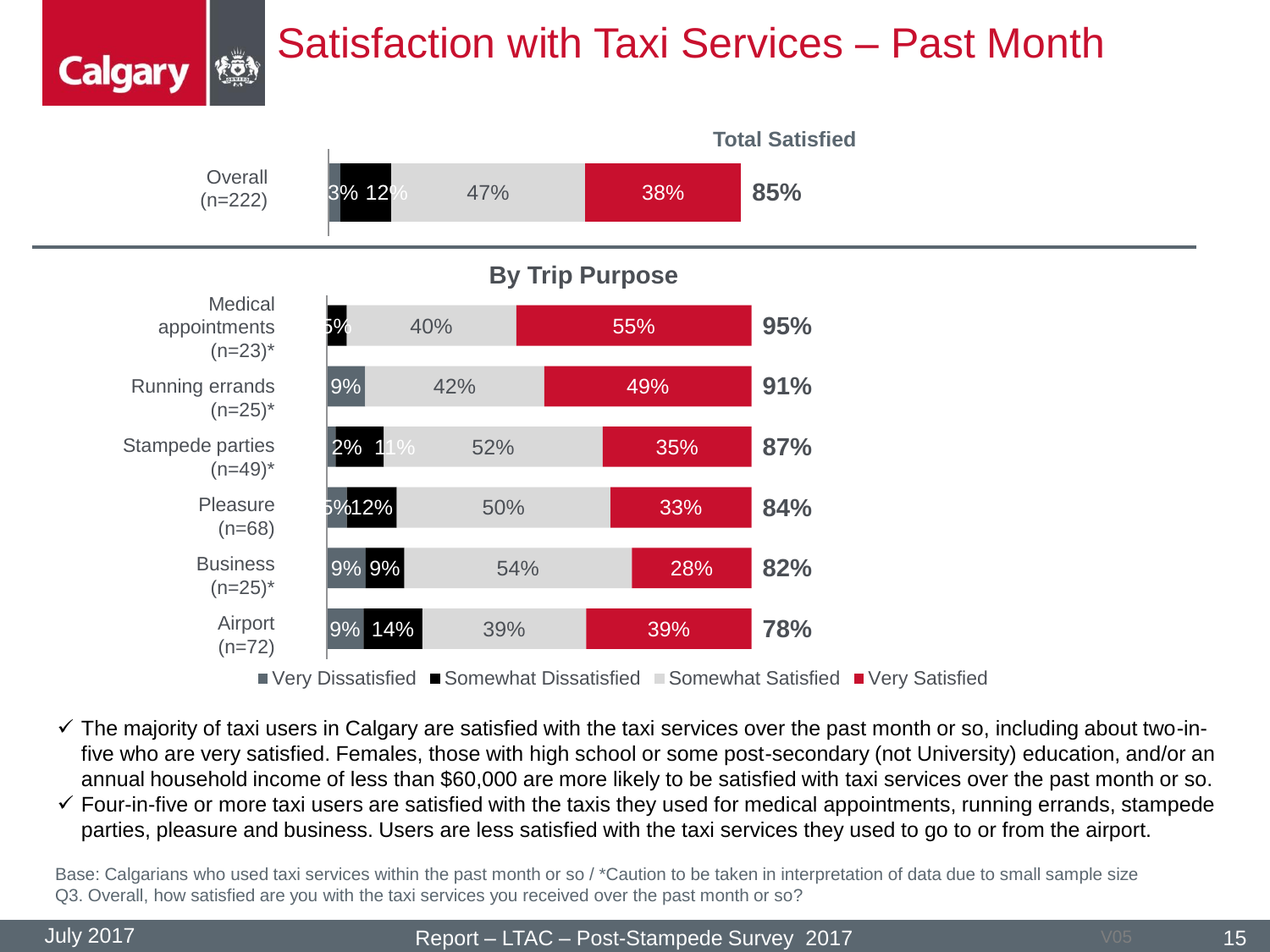# Satisfaction with Taxi Services – Past Month

| | Very Dissatisfied | Somewhat Dissatisfied | Somewhat Satisfied | Very Satisfied | Total Satisfied |
|---|---|---|---|---|---|
| Overall (n=222) | 3% | 12% | 47% | 38% | 85% |

**By Trip Purpose**

| | Very Dissatisfied | Somewhat Dissatisfied | Somewhat Satisfied | Very Satisfied | Total Satisfied |
|---|---|---|---|---|---|
| Medical appointments (n=23)* | | 5% | 40% | 55% | 95% |
| Running errands (n=25)* | 9% | | 42% | 49% | 91% |
| Stampede parties (n=49)* | 2% | 11% | 52% | 35% | 87% |
| Pleasure (n=68) | 5% | 12% | 50% | 33% | 84% |
| Business (n=25)* | 9% | 9% | 54% | 28% | 82% |
| Airport (n=72) | 9% | 14% | 39% | 39% | 78% |

- ✓ The majority of taxi users in Calgary are satisfied with the taxi services over the past month or so, including about two-in-five who are very satisfied. Females, those with high school or some post-secondary (not University) education, and/or an annual household income of less than $60,000 are more likely to be satisfied with taxi services over the past month or so.
- ✓ Four-in-five or more taxi users are satisfied with the taxis they used for medical appointments, running errands, stampede parties, pleasure and business. Users are less satisfied with the taxi services they used to go to or from the airport.

Base: Calgarians who used taxi services within the past month or so / *Caution to be taken in interpretation of data due to small sample size
Q3. Overall, how satisfied are you with the taxi services you received over the past month or so?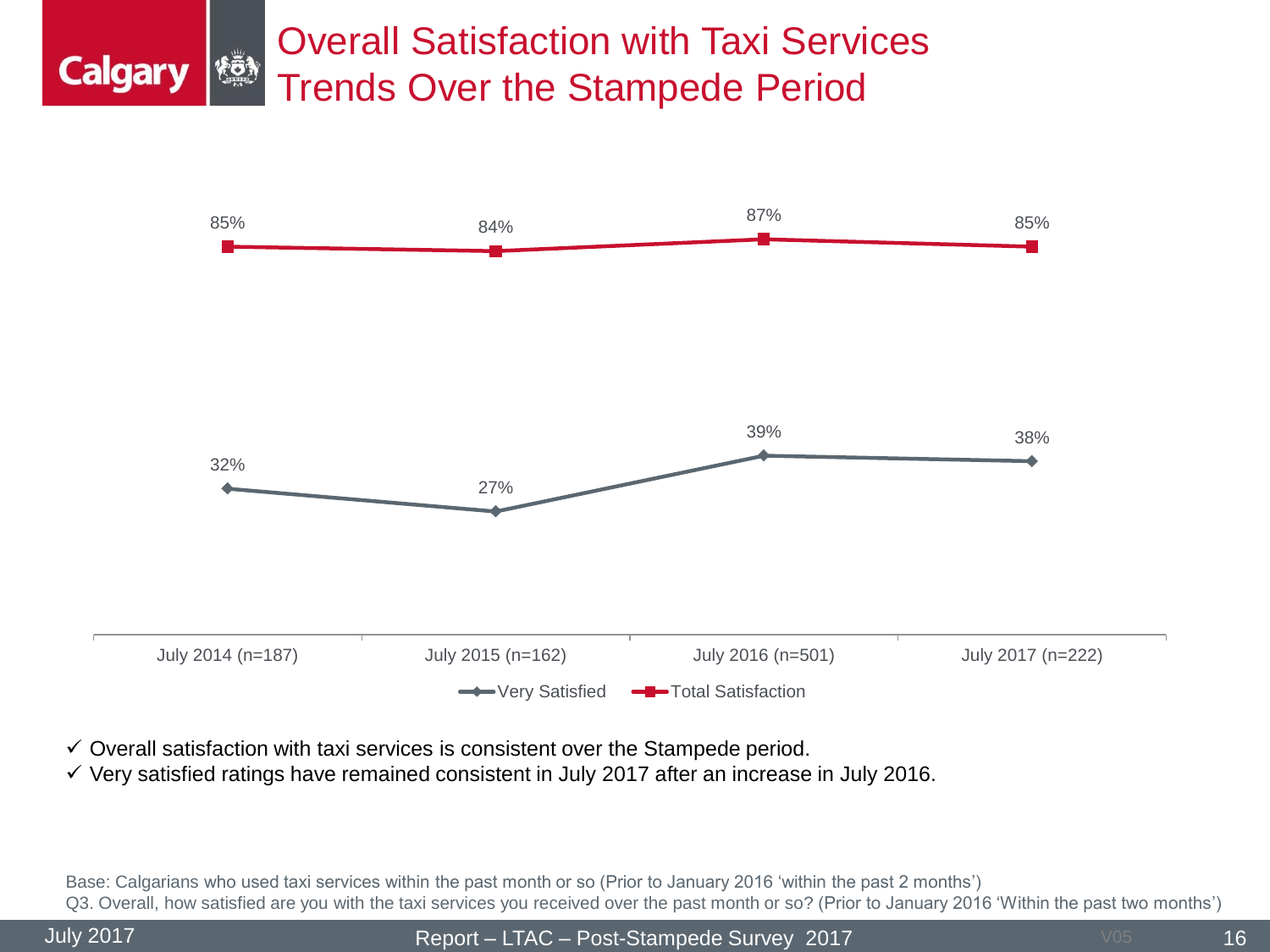# Overall Satisfaction with Taxi Services Trends Over the Stampede Period

| | July 2014 (n=187) | July 2015 (n=162) | July 2016 (n=501) | July 2017 (n=222) |
|---|---|---|---|---|
| Very Satisfied | 32% | 27% | 39% | 38% |
| Total Satisfaction | 85% | 84% | 87% | 85% |

- ✓ Overall satisfaction with taxi services is consistent over the Stampede period.
- ✓ Very satisfied ratings have remained consistent in July 2017 after an increase in July 2016.

Base: Calgarians who used taxi services within the past month or so (Prior to January 2016 'within the past 2 months')
Q3. Overall, how satisfied are you with the taxi services you received over the past month or so? (Prior to January 2016 'Within the past two months')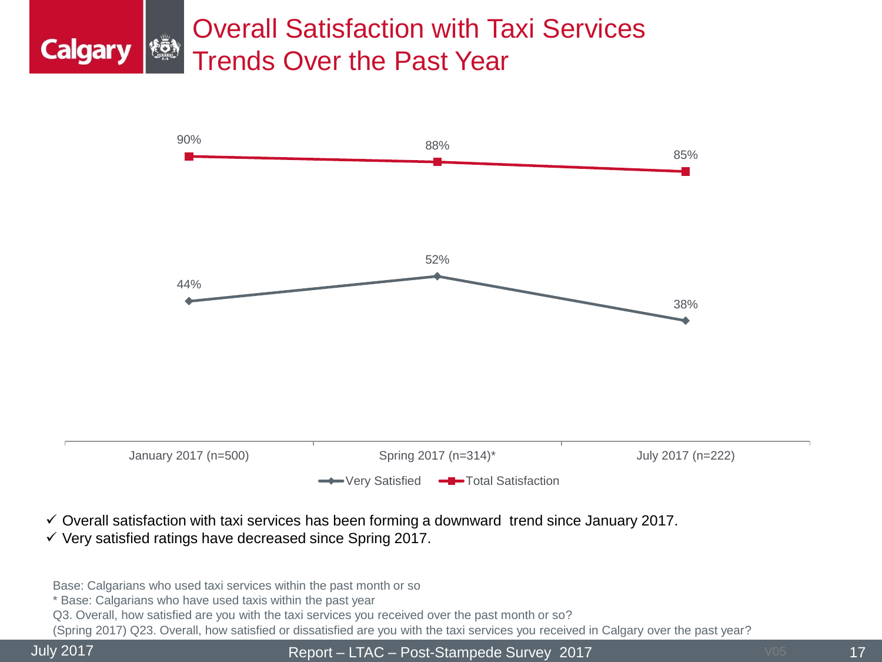# Overall Satisfaction with Taxi Services Trends Over the Past Year

| | January 2017 (n=500) | Spring 2017 (n=314)* | July 2017 (n=222) |
|---|---|---|---|
| Very Satisfied | 44% | 52% | 38% |
| Total Satisfaction | 90% | 88% | 85% |

- ✓ Overall satisfaction with taxi services has been forming a downward trend since January 2017.
- ✓ Very satisfied ratings have decreased since Spring 2017.

Base: Calgarians who used taxi services within the past month or so

* Base: Calgarians who have used taxis within the past year

Q3. Overall, how satisfied are you with the taxi services you received over the past month or so?

(Spring 2017) Q23. Overall, how satisfied or dissatisfied are you with the taxi services you received in Calgary over the past year?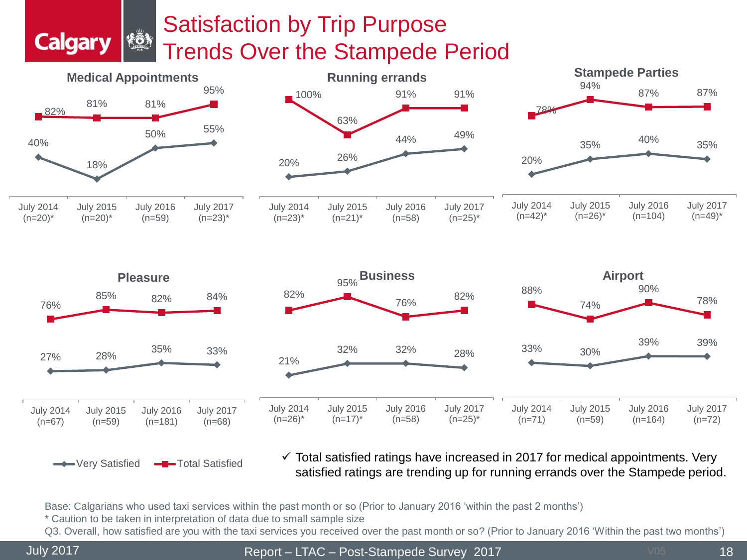# Satisfaction by Trip Purpose
## Trends Over the Stampede Period

### Medical Appointments

| | July 2014 (n=20)* | July 2015 (n=20)* | July 2016 (n=59) | July 2017 (n=23)* |
|---|---|---|---|---|
| Total Satisfied | 82% | 81% | 81% | 95% |
| Very Satisfied | 40% | 18% | 50% | 55% |

### Running errands

| | July 2014 (n=23)* | July 2015 (n=21)* | July 2016 (n=58) | July 2017 (n=25)* |
|---|---|---|---|---|
| Total Satisfied | 100% | 63% | 91% | 91% |
| Very Satisfied | 20% | 26% | 44% | 49% |

### Stampede Parties

| | July 2014 (n=42)* | July 2015 (n=26)* | July 2016 (n=104) | July 2017 (n=49)* |
|---|---|---|---|---|
| Total Satisfied | 78% | 94% | 87% | 87% |
| Very Satisfied | 20% | 35% | 40% | 35% |

### Pleasure

| | July 2014 (n=67) | July 2015 (n=59) | July 2016 (n=181) | July 2017 (n=68) |
|---|---|---|---|---|
| Total Satisfied | 76% | 85% | 82% | 84% |
| Very Satisfied | 27% | 28% | 35% | 33% |

### Business

| | July 2014 (n=26)* | July 2015 (n=17)* | July 2016 (n=58) | July 2017 (n=25)* |
|---|---|---|---|---|
| Total Satisfied | 82% | 95% | 76% | 82% |
| Very Satisfied | 21% | 32% | 32% | 28% |

### Airport

| | July 2014 (n=71) | July 2015 (n=59) | July 2016 (n=164) | July 2017 (n=72) |
|---|---|---|---|---|
| Total Satisfied | 88% | 74% | 90% | 78% |
| Very Satisfied | 33% | 30% | 39% | 39% |

Legend: Very Satisfied, Total Satisfied

✓ Total satisfied ratings have increased in 2017 for medical appointments. Very satisfied ratings are trending up for running errands over the Stampede period.

Base: Calgarians who used taxi services within the past month or so (Prior to January 2016 'within the past 2 months')
* Caution to be taken in interpretation of data due to small sample size
Q3. Overall, how satisfied are you with the taxi services you received over the past month or so? (Prior to January 2016 'Within the past two months')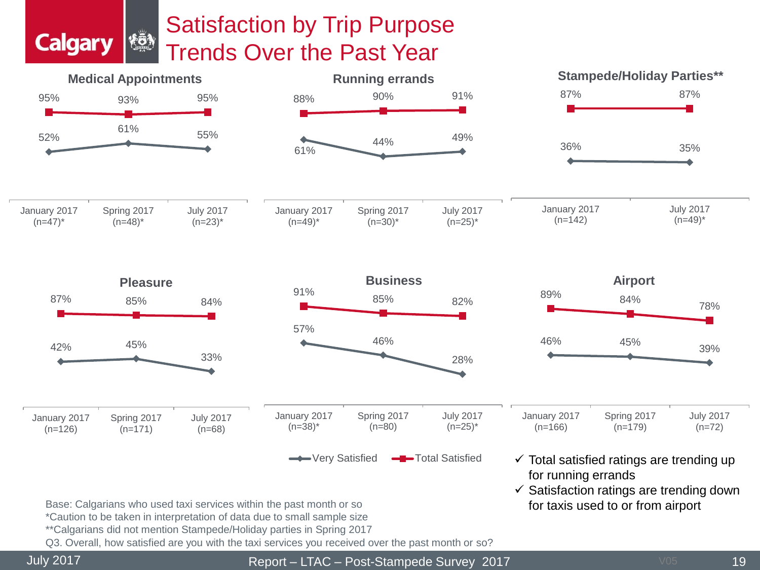# Satisfaction by Trip Purpose Trends Over the Past Year

### Medical Appointments

| | January 2017 (n=47)* | Spring 2017 (n=48)* | July 2017 (n=23)* |
|---|---|---|---|
| Total Satisfied | 95% | 93% | 95% |
| Very Satisfied | 52% | 61% | 55% |

### Running errands

| | January 2017 (n=49)* | Spring 2017 (n=30)* | July 2017 (n=25)* |
|---|---|---|---|
| Total Satisfied | 88% | 90% | 91% |
| Very Satisfied | 61% | 44% | 49% |

### Stampede/Holiday Parties**

| | January 2017 (n=142) | July 2017 (n=49)* |
|---|---|---|
| Total Satisfied | 87% | 87% |
| Very Satisfied | 36% | 35% |

### Pleasure

| | January 2017 (n=126) | Spring 2017 (n=171) | July 2017 (n=68) |
|---|---|---|---|
| Total Satisfied | 87% | 85% | 84% |
| Very Satisfied | 42% | 45% | 33% |

### Business

| | January 2017 (n=38)* | Spring 2017 (n=80) | July 2017 (n=25)* |
|---|---|---|---|
| Total Satisfied | 91% | 85% | 82% |
| Very Satisfied | 57% | 46% | 28% |

### Airport

| | January 2017 (n=166) | Spring 2017 (n=179) | July 2017 (n=72) |
|---|---|---|---|
| Total Satisfied | 89% | 84% | 78% |
| Very Satisfied | 46% | 45% | 39% |

Very Satisfied — Total Satisfied

- ✓ Total satisfied ratings are trending up for running errands
- ✓ Satisfaction ratings are trending down for taxis used to or from airport

Base: Calgarians who used taxi services within the past month or so
*Caution to be taken in interpretation of data due to small sample size
**Calgarians did not mention Stampede/Holiday parties in Spring 2017
Q3. Overall, how satisfied are you with the taxi services you received over the past month or so?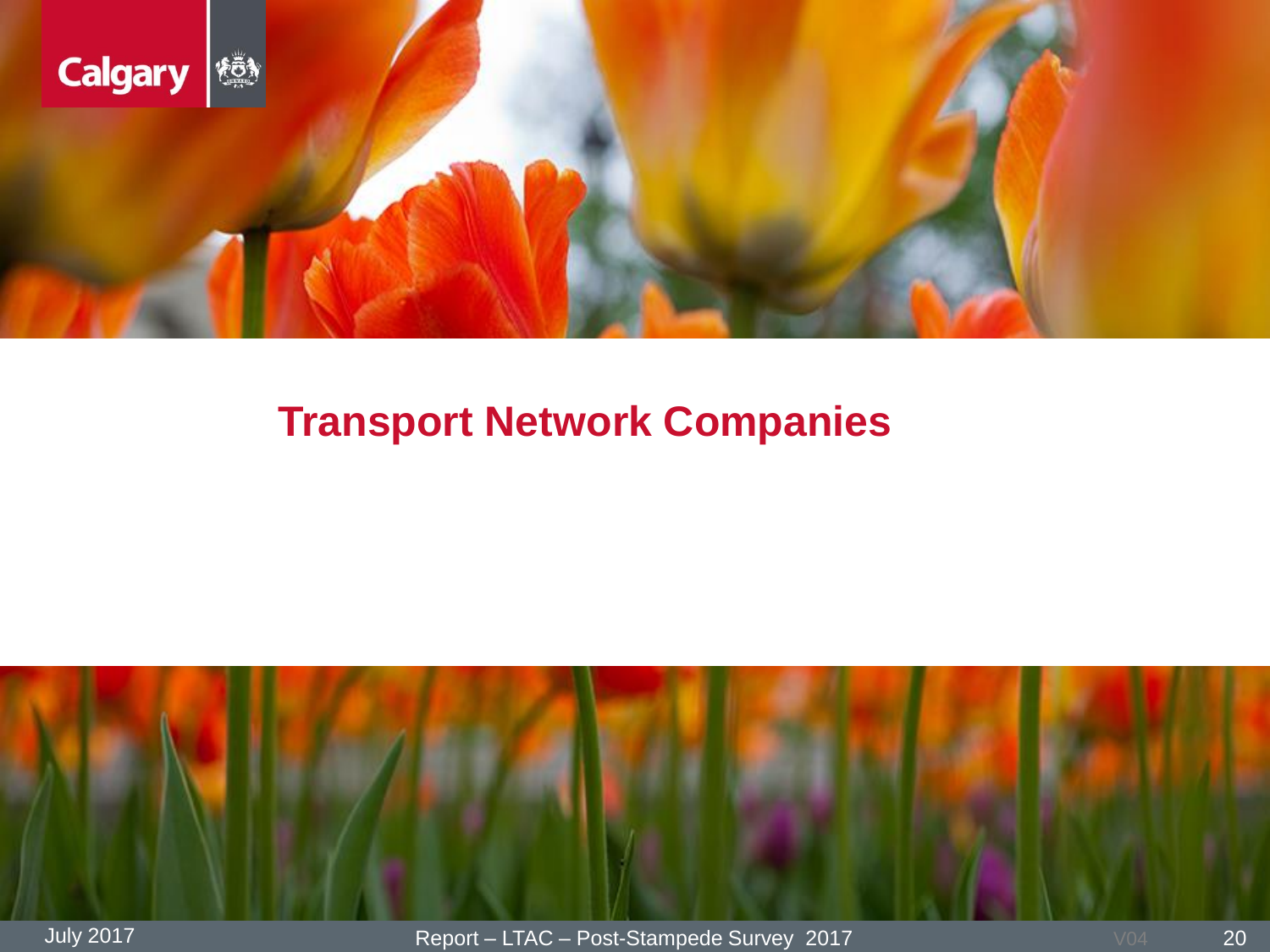# Transport Network Companies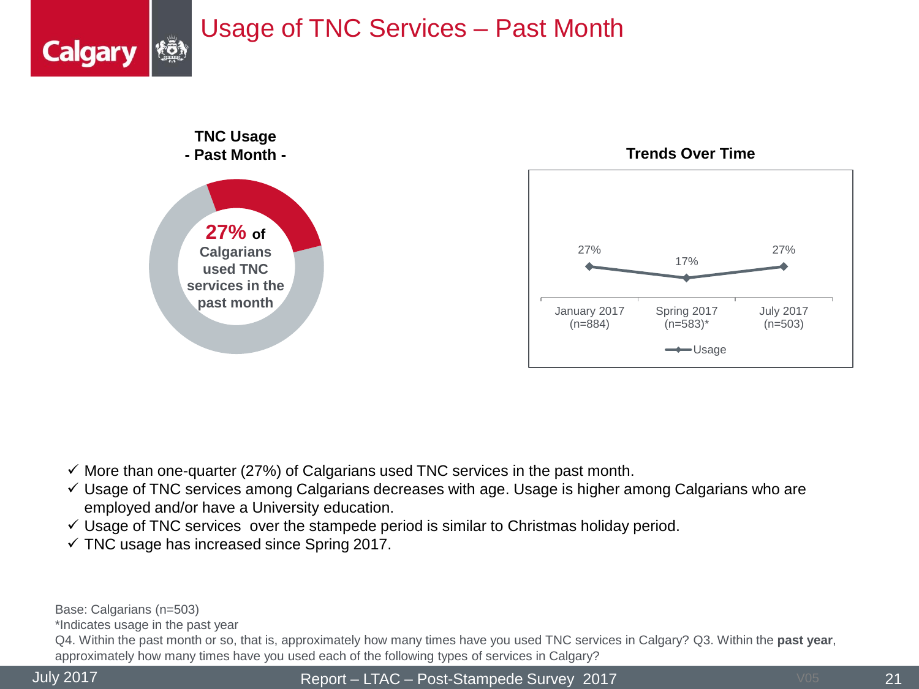# Usage of TNC Services – Past Month

**TNC Usage**
**- Past Month -**

**27% of Calgarians used TNC services in the past month**

**Trends Over Time**

| | January 2017 (n=884) | Spring 2017 (n=583)* | July 2017 (n=503) |
|---|---|---|---|
| Usage | 27% | 17% | 27% |

- ✓ More than one-quarter (27%) of Calgarians used TNC services in the past month.
- ✓ Usage of TNC services among Calgarians decreases with age. Usage is higher among Calgarians who are employed and/or have a University education.
- ✓ Usage of TNC services over the stampede period is similar to Christmas holiday period.
- ✓ TNC usage has increased since Spring 2017.

Base: Calgarians (n=503)
*Indicates usage in the past year
Q4. Within the past month or so, that is, approximately how many times have you used TNC services in Calgary? Q3. Within the **past year**, approximately how many times have you used each of the following types of services in Calgary?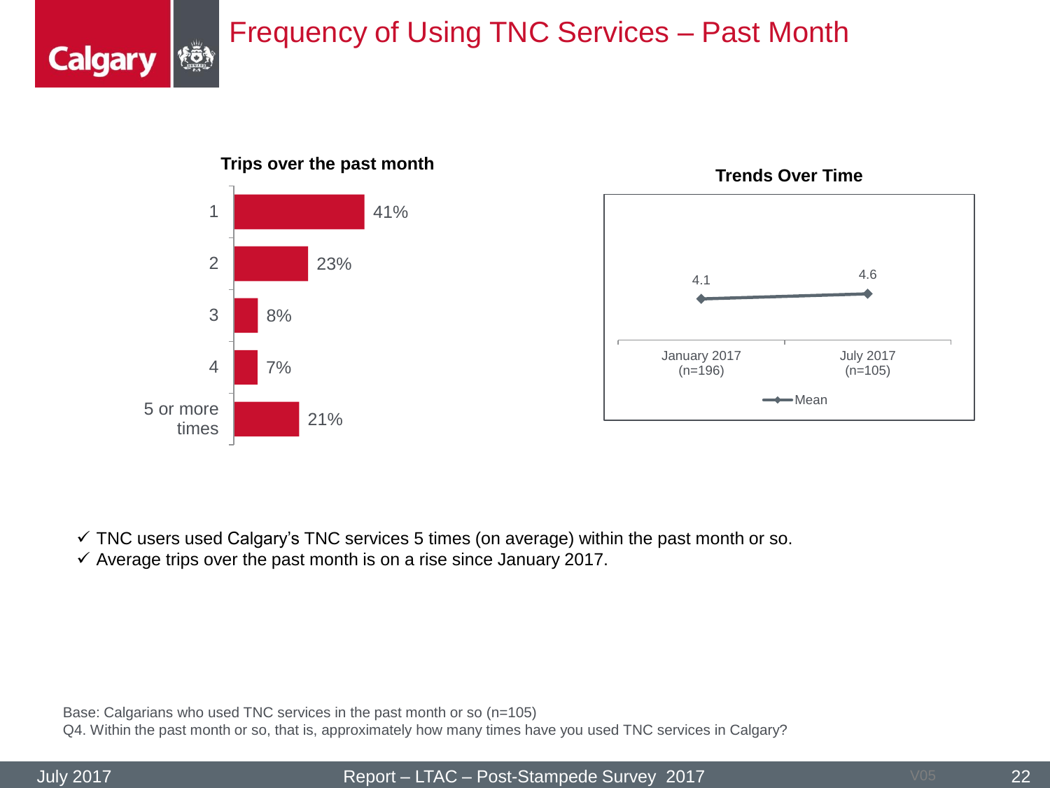# Frequency of Using TNC Services – Past Month

**Trips over the past month**

| Trips | % |
|---|---|
| 1 | 41% |
| 2 | 23% |
| 3 | 8% |
| 4 | 7% |
| 5 or more times | 21% |

**Trends Over Time**

| | January 2017 (n=196) | July 2017 (n=105) |
|---|---|---|
| Mean | 4.1 | 4.6 |

- ✓ TNC users used Calgary's TNC services 5 times (on average) within the past month or so.
- ✓ Average trips over the past month is on a rise since January 2017.

Base: Calgarians who used TNC services in the past month or so (n=105)
Q4. Within the past month or so, that is, approximately how many times have you used TNC services in Calgary?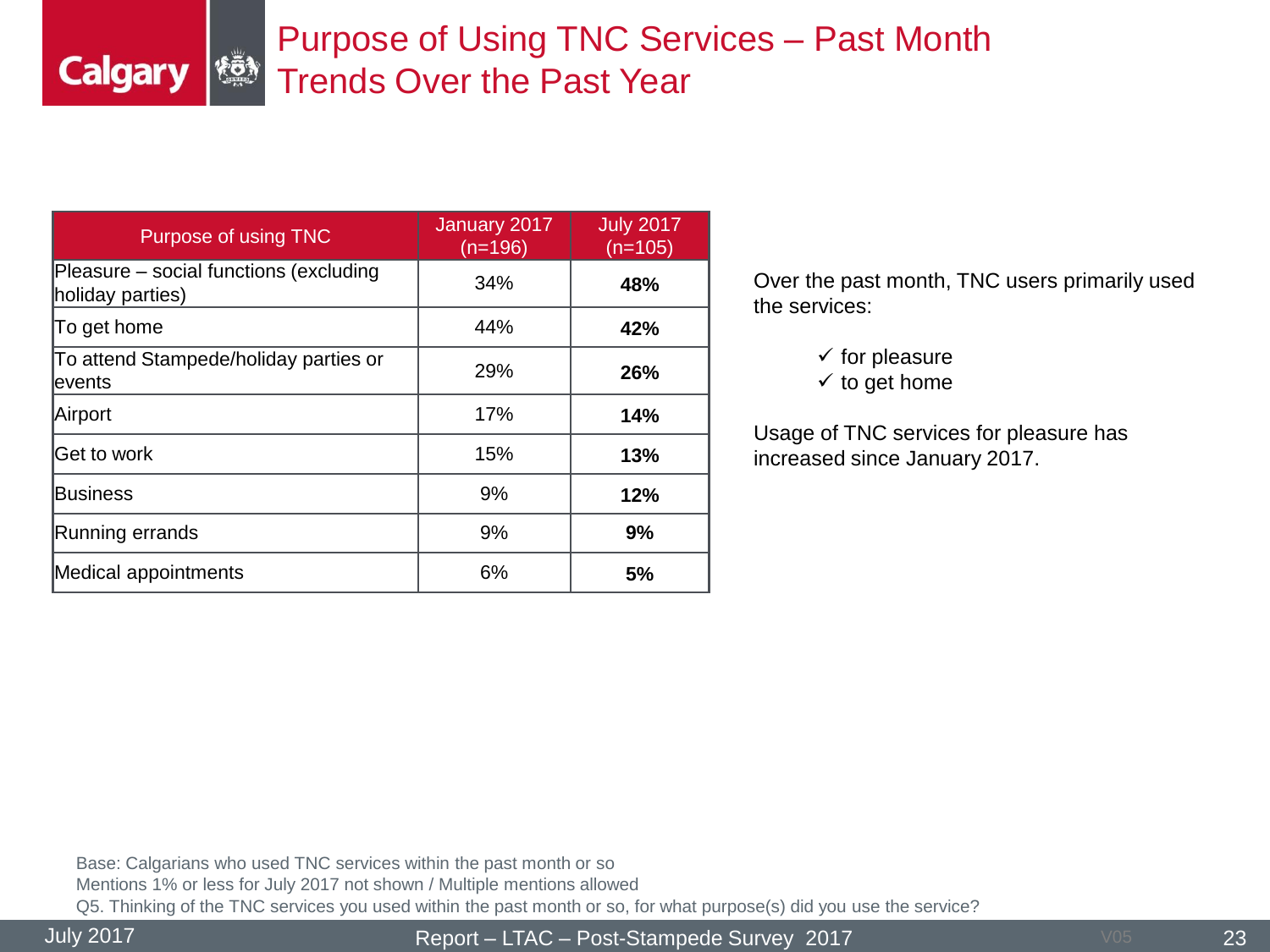# Purpose of Using TNC Services – Past Month Trends Over the Past Year

| Purpose of using TNC | January 2017 (n=196) | July 2017 (n=105) |
|---|---|---|
| Pleasure – social functions (excluding holiday parties) | 34% | **48%** |
| To get home | 44% | **42%** |
| To attend Stampede/holiday parties or events | 29% | **26%** |
| Airport | 17% | **14%** |
| Get to work | 15% | **13%** |
| Business | 9% | **12%** |
| Running errands | 9% | **9%** |
| Medical appointments | 6% | **5%** |

Over the past month, TNC users primarily used the services:

- ✓ for pleasure
- ✓ to get home

Usage of TNC services for pleasure has increased since January 2017.

Base: Calgarians who used TNC services within the past month or so
Mentions 1% or less for July 2017 not shown / Multiple mentions allowed
Q5. Thinking of the TNC services you used within the past month or so, for what purpose(s) did you use the service?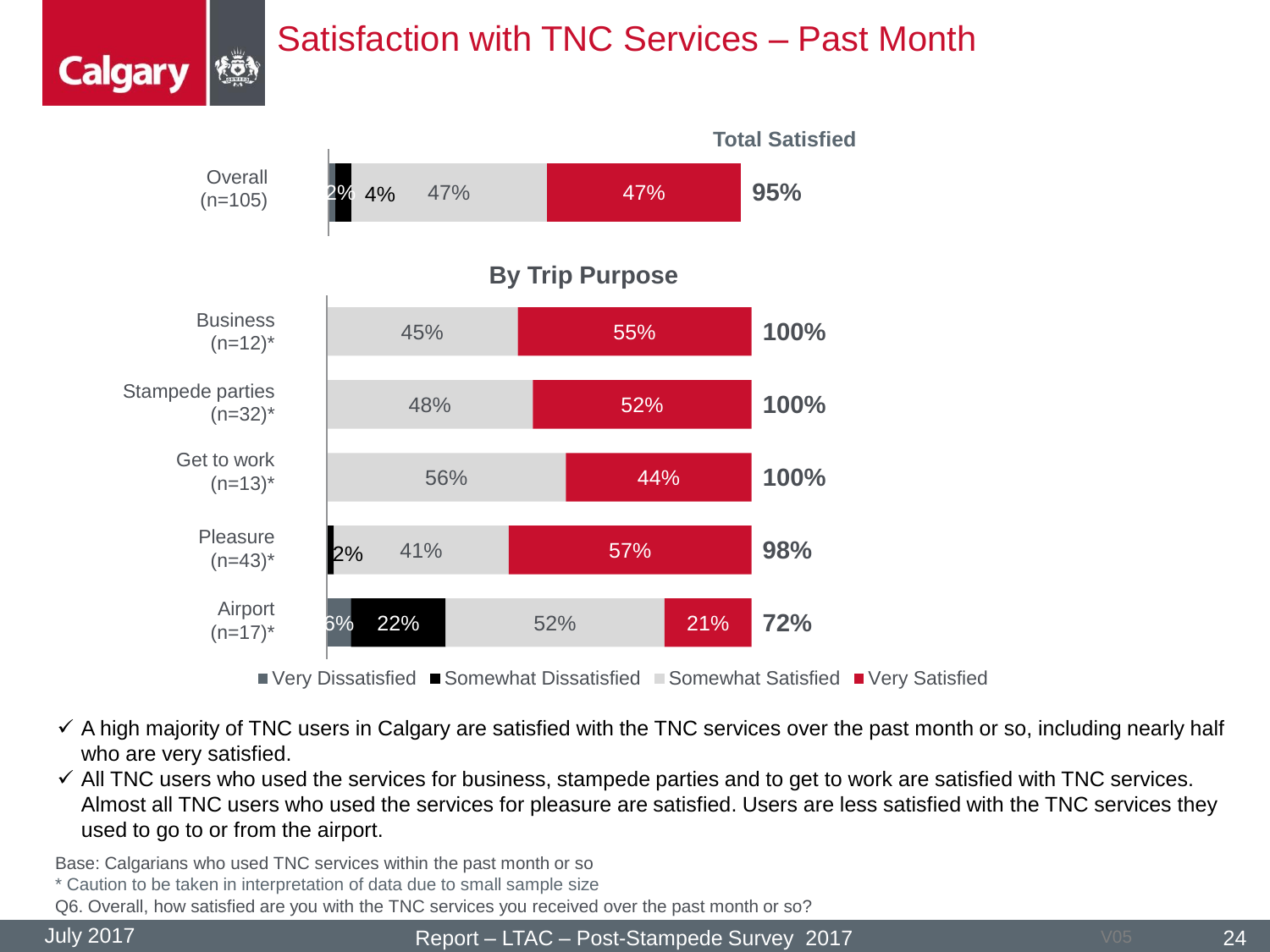# Satisfaction with TNC Services – Past Month

| | Very Dissatisfied | Somewhat Dissatisfied | Somewhat Satisfied | Very Satisfied | Total Satisfied |
|---|---|---|---|---|---|
| Overall (n=105) | 2% | 4% | 47% | 47% | 95% |

**By Trip Purpose**

| | Very Dissatisfied | Somewhat Dissatisfied | Somewhat Satisfied | Very Satisfied | Total Satisfied |
|---|---|---|---|---|---|
| Business (n=12)* | | | 45% | 55% | 100% |
| Stampede parties (n=32)* | | | 48% | 52% | 100% |
| Get to work (n=13)* | | | 56% | 44% | 100% |
| Pleasure (n=43)* | | 2% | 41% | 57% | 98% |
| Airport (n=17)* | 6% | 22% | 52% | 21% | 72% |

- ✓ A high majority of TNC users in Calgary are satisfied with the TNC services over the past month or so, including nearly half who are very satisfied.
- ✓ All TNC users who used the services for business, stampede parties and to get to work are satisfied with TNC services. Almost all TNC users who used the services for pleasure are satisfied. Users are less satisfied with the TNC services they used to go to or from the airport.

Base: Calgarians who used TNC services within the past month or so

* Caution to be taken in interpretation of data due to small sample size

Q6. Overall, how satisfied are you with the TNC services you received over the past month or so?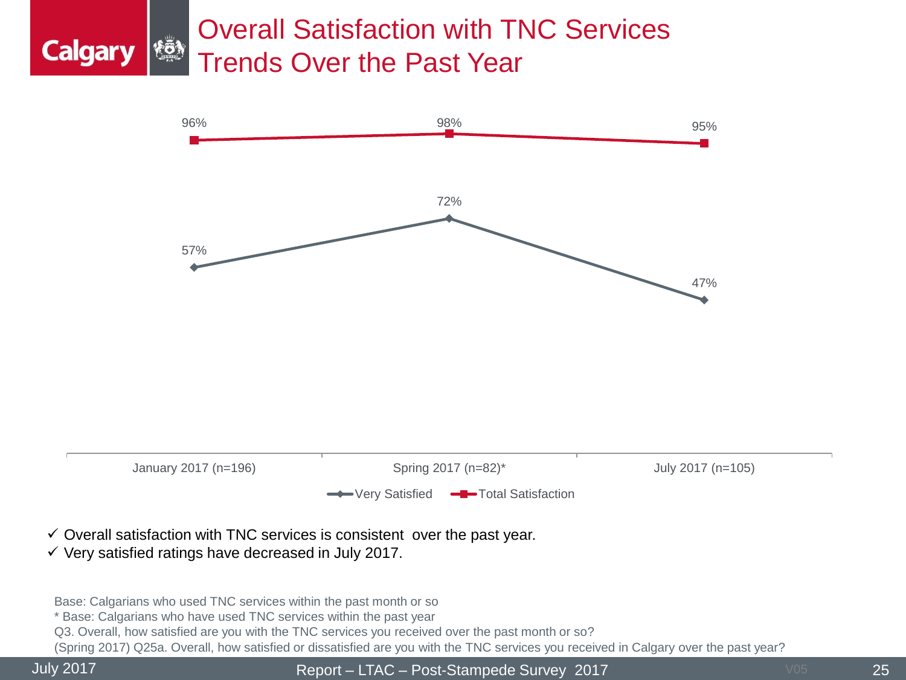# Overall Satisfaction with TNC Services Trends Over the Past Year

| | January 2017 (n=196) | Spring 2017 (n=82)* | July 2017 (n=105) |
|---|---|---|---|
| Very Satisfied | 57% | 72% | 47% |
| Total Satisfaction | 96% | 98% | 95% |

- ✓ Overall satisfaction with TNC services is consistent over the past year.
- ✓ Very satisfied ratings have decreased in July 2017.

Base: Calgarians who used TNC services within the past month or so

* Base: Calgarians who have used TNC services within the past year

Q3. Overall, how satisfied are you with the TNC services you received over the past month or so?

(Spring 2017) Q25a. Overall, how satisfied or dissatisfied are you with the TNC services you received in Calgary over the past year?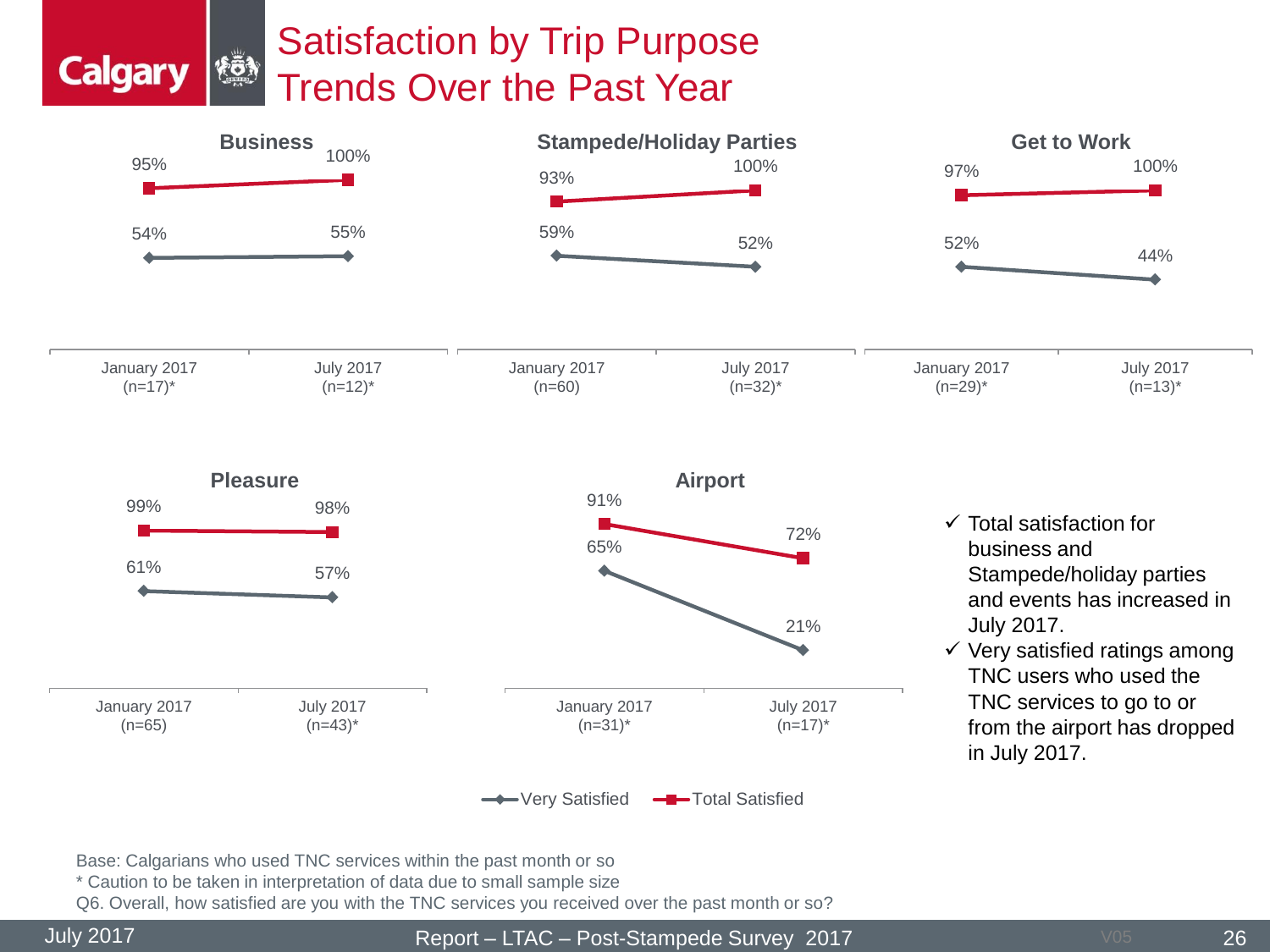# Satisfaction by Trip Purpose Trends Over the Past Year

### Business

| | January 2017 (n=17)* | July 2017 (n=12)* |
|---|---|---|
| Total Satisfied | 95% | 100% |
| Very Satisfied | 54% | 55% |

### Stampede/Holiday Parties

| | January 2017 (n=60) | July 2017 (n=32)* |
|---|---|---|
| Total Satisfied | 93% | 100% |
| Very Satisfied | 59% | 52% |

### Get to Work

| | January 2017 (n=29)* | July 2017 (n=13)* |
|---|---|---|
| Total Satisfied | 97% | 100% |
| Very Satisfied | 52% | 44% |

### Pleasure

| | January 2017 (n=65) | July 2017 (n=43)* |
|---|---|---|
| Total Satisfied | 99% | 98% |
| Very Satisfied | 61% | 57% |

### Airport

| | January 2017 (n=31)* | July 2017 (n=17)* |
|---|---|---|
| Total Satisfied | 91% | 72% |
| Very Satisfied | 65% | 21% |

- ✓ Total satisfaction for business and Stampede/holiday parties and events has increased in July 2017.
- ✓ Very satisfied ratings among TNC users who used the TNC services to go to or from the airport has dropped in July 2017.

Base: Calgarians who used TNC services within the past month or so

* Caution to be taken in interpretation of data due to small sample size

Q6. Overall, how satisfied are you with the TNC services you received over the past month or so?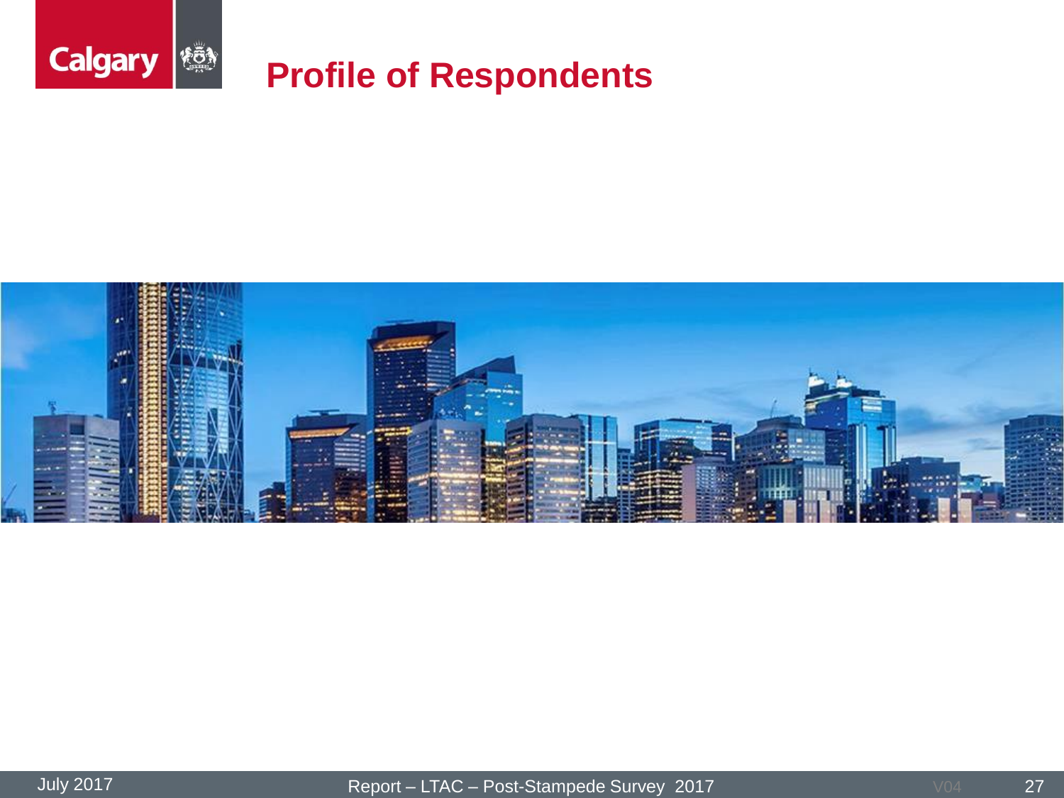# Profile of Respondents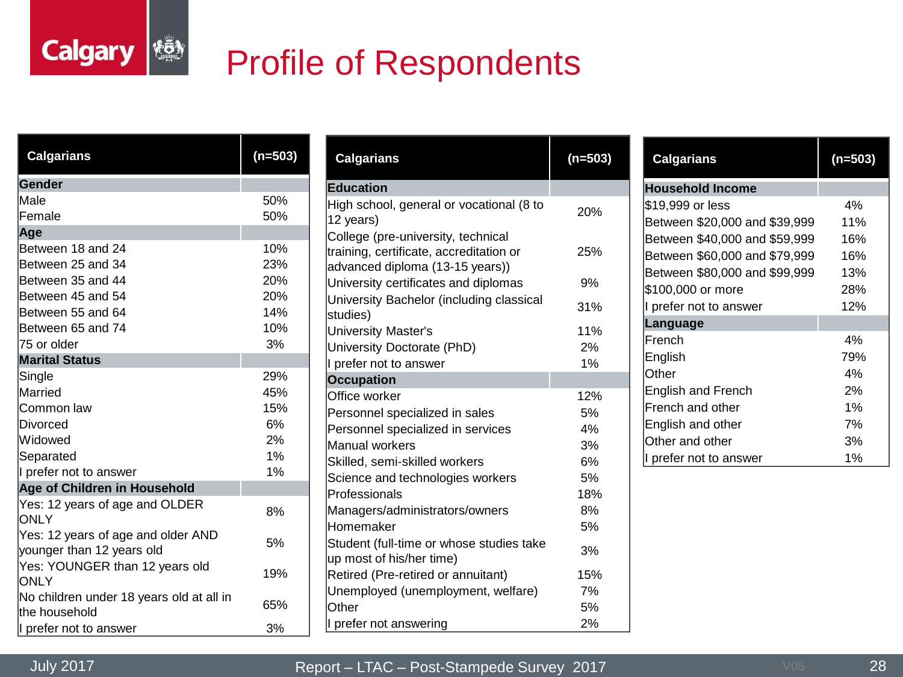# Profile of Respondents

| Calgarians | (n=503) |
|---|---|
| **Gender** | |
| Male | 50% |
| Female | 50% |
| **Age** | |
| Between 18 and 24 | 10% |
| Between 25 and 34 | 23% |
| Between 35 and 44 | 20% |
| Between 45 and 54 | 20% |
| Between 55 and 64 | 14% |
| Between 65 and 74 | 10% |
| 75 or older | 3% |
| **Marital Status** | |
| Single | 29% |
| Married | 45% |
| Common law | 15% |
| Divorced | 6% |
| Widowed | 2% |
| Separated | 1% |
| I prefer not to answer | 1% |
| **Age of Children in Household** | |
| Yes: 12 years of age and OLDER ONLY | 8% |
| Yes: 12 years of age and older AND younger than 12 years old | 5% |
| Yes: YOUNGER than 12 years old ONLY | 19% |
| No children under 18 years old at all in the household | 65% |
| I prefer not to answer | 3% |

| Calgarians | (n=503) |
|---|---|
| **Education** | |
| High school, general or vocational (8 to 12 years) | 20% |
| College (pre-university, technical training, certificate, accreditation or advanced diploma (13-15 years)) | 25% |
| University certificates and diplomas | 9% |
| University Bachelor (including classical studies) | 31% |
| University Master's | 11% |
| University Doctorate (PhD) | 2% |
| I prefer not to answer | 1% |
| **Occupation** | |
| Office worker | 12% |
| Personnel specialized in sales | 5% |
| Personnel specialized in services | 4% |
| Manual workers | 3% |
| Skilled, semi-skilled workers | 6% |
| Science and technologies workers | 5% |
| Professionals | 18% |
| Managers/administrators/owners | 8% |
| Homemaker | 5% |
| Student (full-time or whose studies take up most of his/her time) | 3% |
| Retired (Pre-retired or annuitant) | 15% |
| Unemployed (unemployment, welfare) | 7% |
| Other | 5% |
| I prefer not answering | 2% |

| Calgarians | (n=503) |
|---|---|
| **Household Income** | |
| $19,999 or less | 4% |
| Between $20,000 and $39,999 | 11% |
| Between $40,000 and $59,999 | 16% |
| Between $60,000 and $79,999 | 16% |
| Between $80,000 and $99,999 | 13% |
| $100,000 or more | 28% |
| I prefer not to answer | 12% |
| **Language** | |
| French | 4% |
| English | 79% |
| Other | 4% |
| English and French | 2% |
| French and other | 1% |
| English and other | 7% |
| Other and other | 3% |
| I prefer not to answer | 1% |